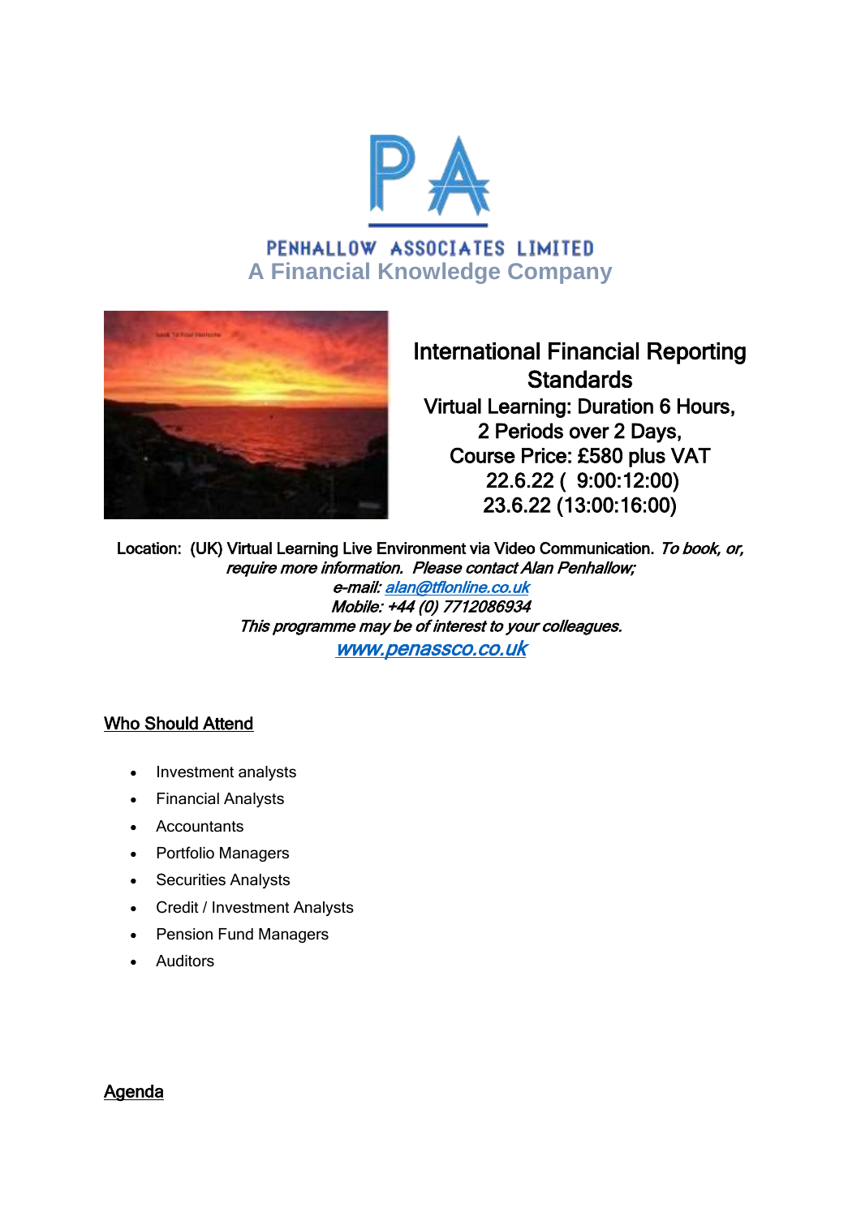PENHALLOW ASSOCIATES LIMITED

A Financial Knowledge Company

# International Financial Reporting Standards

Virtual Learning: Duration 6 Hours,
2 Periods over 2 Days,
Course Price: £580 plus VAT
22.6.22 ( 9:00:12:00)
23.6.22 (13:00:16:00)

Location: (UK) Virtual Learning Live Environment via Video Communication. *To book, or, require more information. Please contact Alan Penhallow;*
*e-mail: alan@tflonline.co.uk*
*Mobile: +44 (0) 7712086934*
*This programme may be of interest to your colleagues.*
*www.penassco.co.uk*

## Who Should Attend

- Investment analysts
- Financial Analysts
- Accountants
- Portfolio Managers
- Securities Analysts
- Credit / Investment Analysts
- Pension Fund Managers
- Auditors

## Agenda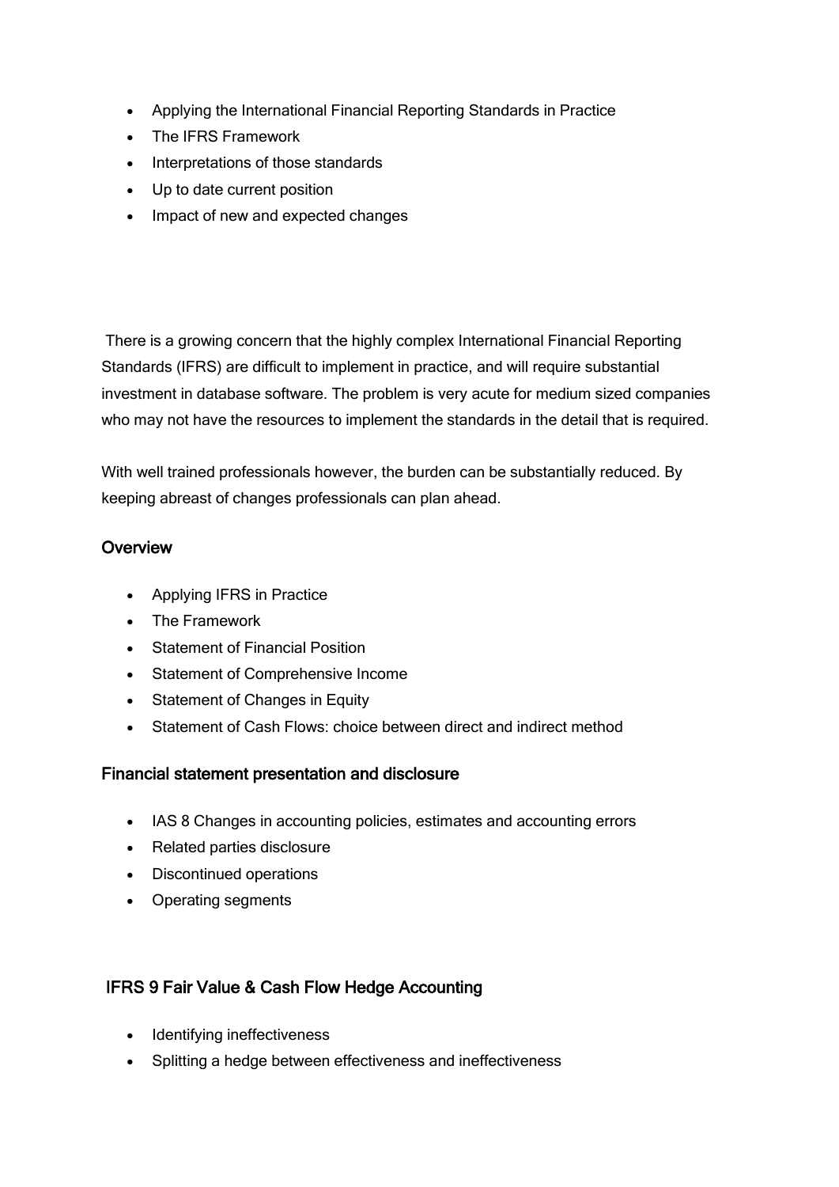- Applying the International Financial Reporting Standards in Practice
- The IFRS Framework
- Interpretations of those standards
- Up to date current position
- Impact of new and expected changes

There is a growing concern that the highly complex International Financial Reporting Standards (IFRS) are difficult to implement in practice, and will require substantial investment in database software. The problem is very acute for medium sized companies who may not have the resources to implement the standards in the detail that is required.

With well trained professionals however, the burden can be substantially reduced. By keeping abreast of changes professionals can plan ahead.

## Overview

- Applying IFRS in Practice
- The Framework
- Statement of Financial Position
- Statement of Comprehensive Income
- Statement of Changes in Equity
- Statement of Cash Flows: choice between direct and indirect method

## Financial statement presentation and disclosure

- IAS 8 Changes in accounting policies, estimates and accounting errors
- Related parties disclosure
- Discontinued operations
- Operating segments

## IFRS 9 Fair Value & Cash Flow Hedge Accounting

- Identifying ineffectiveness
- Splitting a hedge between effectiveness and ineffectiveness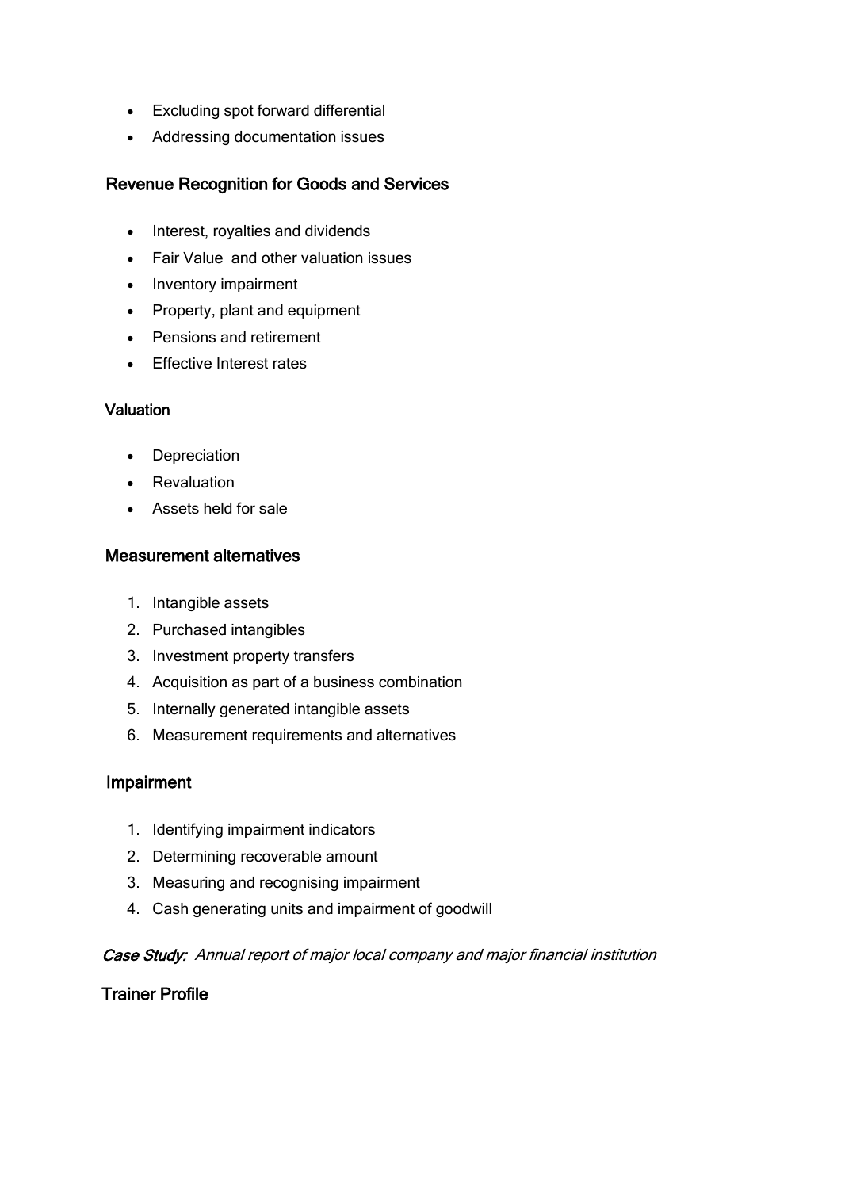- Excluding spot forward differential
- Addressing documentation issues

## Revenue Recognition for Goods and Services

- Interest, royalties and dividends
- Fair Value  and other valuation issues
- Inventory impairment
- Property, plant and equipment
- Pensions and retirement
- Effective Interest rates

## Valuation

- Depreciation
- Revaluation
- Assets held for sale

## Measurement alternatives

1. Intangible assets
2. Purchased intangibles
3. Investment property transfers
4. Acquisition as part of a business combination
5. Internally generated intangible assets
6. Measurement requirements and alternatives

## Impairment

1. Identifying impairment indicators
2. Determining recoverable amount
3. Measuring and recognising impairment
4. Cash generating units and impairment of goodwill

***Case Study:*** *Annual report of major local company and major financial institution*

## Trainer Profile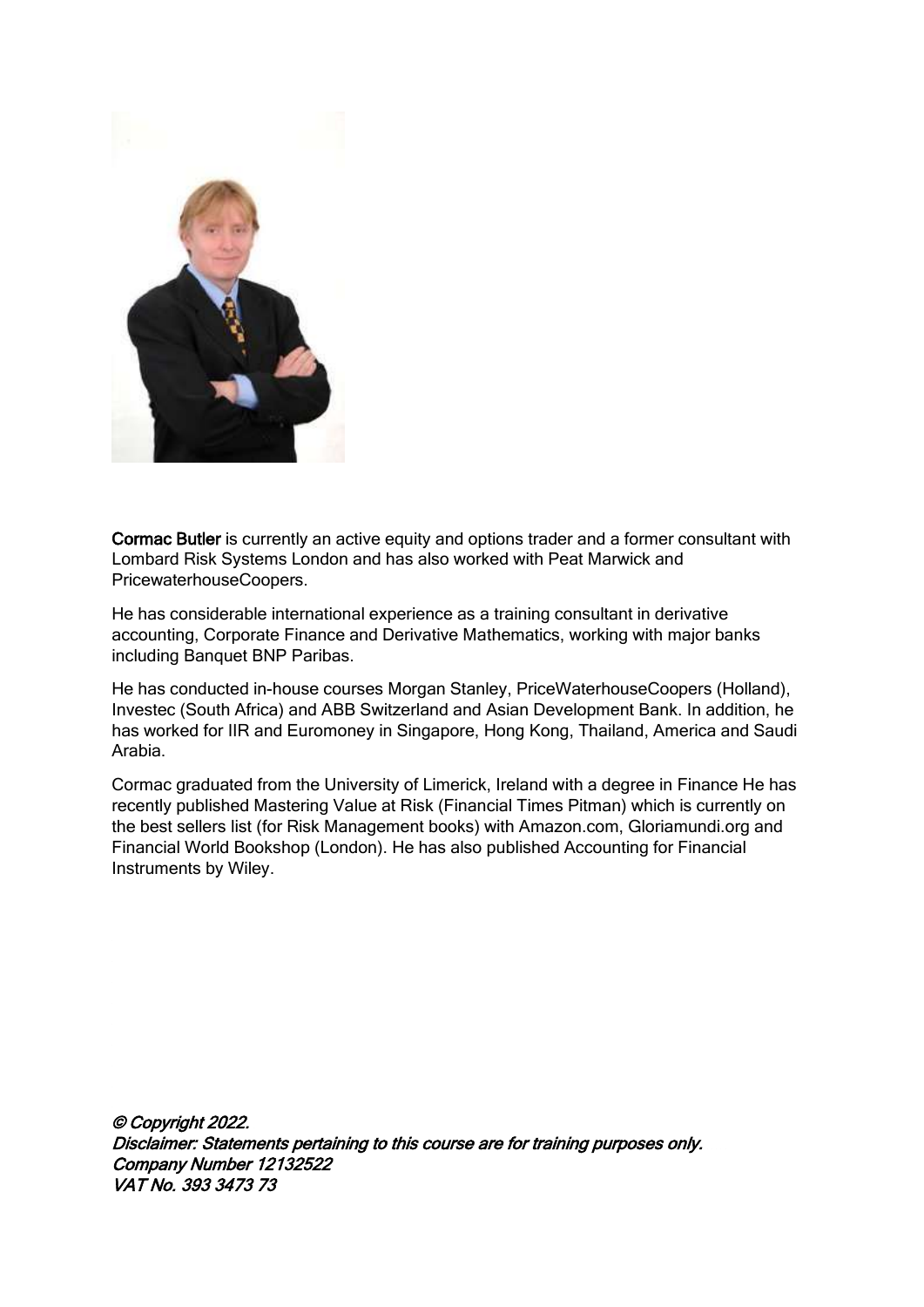**Cormac Butler** is currently an active equity and options trader and a former consultant with Lombard Risk Systems London and has also worked with Peat Marwick and PricewaterhouseCoopers.

He has considerable international experience as a training consultant in derivative accounting, Corporate Finance and Derivative Mathematics, working with major banks including Banquet BNP Paribas.

He has conducted in-house courses Morgan Stanley, PriceWaterhouseCoopers (Holland), Investec (South Africa) and ABB Switzerland and Asian Development Bank. In addition, he has worked for IIR and Euromoney in Singapore, Hong Kong, Thailand, America and Saudi Arabia.

Cormac graduated from the University of Limerick, Ireland with a degree in Finance He has recently published Mastering Value at Risk (Financial Times Pitman) which is currently on the best sellers list (for Risk Management books) with Amazon.com, Gloriamundi.org and Financial World Bookshop (London). He has also published Accounting for Financial Instruments by Wiley.

*© Copyright 2022.*
*Disclaimer: Statements pertaining to this course are for training purposes only.*
*Company Number 12132522*
*VAT No. 393 3473 73*